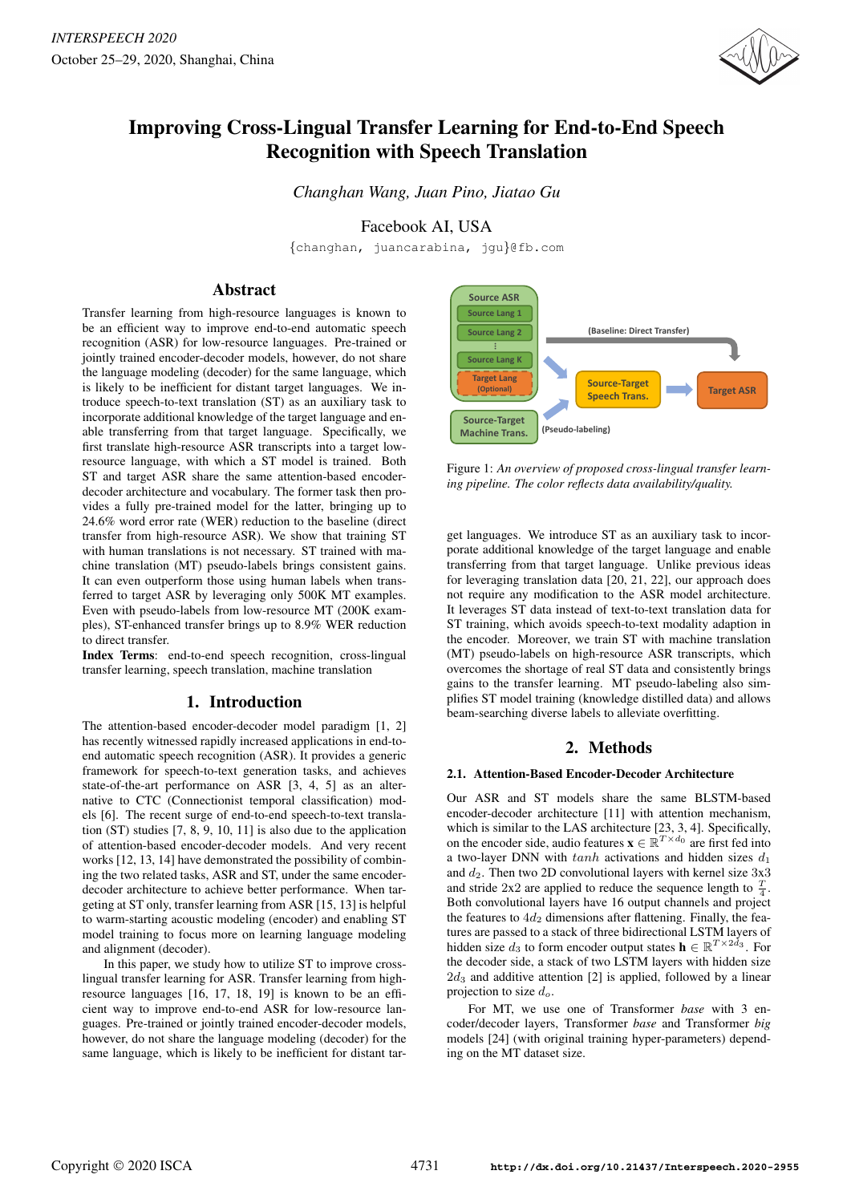# Improving Cross-Lingual Transfer Learning for End-to-End Speech Recognition with Speech Translation

*Changhan Wang, Juan Pino, Jiatao Gu*

Facebook AI, USA

{changhan, juancarabina, jgu}@fb.com

## Abstract

Transfer learning from high-resource languages is known to be an efficient way to improve end-to-end automatic speech recognition (ASR) for low-resource languages. Pre-trained or jointly trained encoder-decoder models, however, do not share the language modeling (decoder) for the same language, which is likely to be inefficient for distant target languages. We introduce speech-to-text translation (ST) as an auxiliary task to incorporate additional knowledge of the target language and enable transferring from that target language. Specifically, we first translate high-resource ASR transcripts into a target low-resource language, with which a ST model is trained. Both ST and target ASR share the same attention-based encoder-decoder architecture and vocabulary. The former task then provides a fully pre-trained model for the latter, bringing up to 24.6% word error rate (WER) reduction to the baseline (direct transfer from high-resource ASR). We show that training ST with human translations is not necessary. ST trained with machine translation (MT) pseudo-labels brings consistent gains. It can even outperform those using human labels when transferred to target ASR by leveraging only 500K MT examples. Even with pseudo-labels from low-resource MT (200K examples), ST-enhanced transfer brings up to 8.9% WER reduction to direct transfer.

**Index Terms**: end-to-end speech recognition, cross-lingual transfer learning, speech translation, machine translation

Figure 1: *An overview of proposed cross-lingual transfer learning pipeline. The color reflects data availability/quality.*

## 1. Introduction

The attention-based encoder-decoder model paradigm [1, 2] has recently witnessed rapidly increased applications in end-to-end automatic speech recognition (ASR). It provides a generic framework for speech-to-text generation tasks, and achieves state-of-the-art performance on ASR [3, 4, 5] as an alternative to CTC (Connectionist temporal classification) models [6]. The recent surge of end-to-end speech-to-text translation (ST) studies [7, 8, 9, 10, 11] is also due to the application of attention-based encoder-decoder models. And very recent works [12, 13, 14] have demonstrated the possibility of combining the two related tasks, ASR and ST, under the same encoder-decoder architecture to achieve better performance. When targeting at ST only, transfer learning from ASR [15, 13] is helpful to warm-starting acoustic modeling (encoder) and enabling ST model training to focus more on learning language modeling and alignment (decoder).

In this paper, we study how to utilize ST to improve cross-lingual transfer learning for ASR. Transfer learning from high-resource languages [16, 17, 18, 19] is known to be an efficient way to improve end-to-end ASR for low-resource languages. Pre-trained or jointly trained encoder-decoder models, however, do not share the language modeling (decoder) for the same language, which is likely to be inefficient for distant target languages. We introduce ST as an auxiliary task to incorporate additional knowledge of the target language and enable transferring from that target language. Unlike previous ideas for leveraging translation data [20, 21, 22], our approach does not require any modification to the ASR model architecture. It leverages ST data instead of text-to-text translation data for ST training, which avoids speech-to-text modality adaption in the encoder. Moreover, we train ST with machine translation (MT) pseudo-labels on high-resource ASR transcripts, which overcomes the shortage of real ST data and consistently brings gains to the transfer learning. MT pseudo-labeling also simplifies ST model training (knowledge distilled data) and allows beam-searching diverse labels to alleviate overfitting.

## 2. Methods

### 2.1. Attention-Based Encoder-Decoder Architecture

Our ASR and ST models share the same BLSTM-based encoder-decoder architecture [11] with attention mechanism, which is similar to the LAS architecture [23, 3, 4]. Specifically, on the encoder side, audio features $\mathbf{x} \in \mathbb{R}^{T \times d_0}$ are first fed into a two-layer DNN with $tanh$ activations and hidden sizes $d_1$ and $d_2$. Then two 2D convolutional layers with kernel size 3x3 and stride 2x2 are applied to reduce the sequence length to $\frac{T}{4}$. Both convolutional layers have 16 output channels and project the features to $4d_2$ dimensions after flattening. Finally, the features are passed to a stack of three bidirectional LSTM layers of hidden size $d_3$ to form encoder output states $\mathbf{h} \in \mathbb{R}^{T \times 2d_3}$. For the decoder side, a stack of two LSTM layers with hidden size $2d_3$ and additive attention [2] is applied, followed by a linear projection to size $d_o$.

For MT, we use one of Transformer *base* with 3 encoder/decoder layers, Transformer *base* and Transformer *big* models [24] (with original training hyper-parameters) depending on the MT dataset size.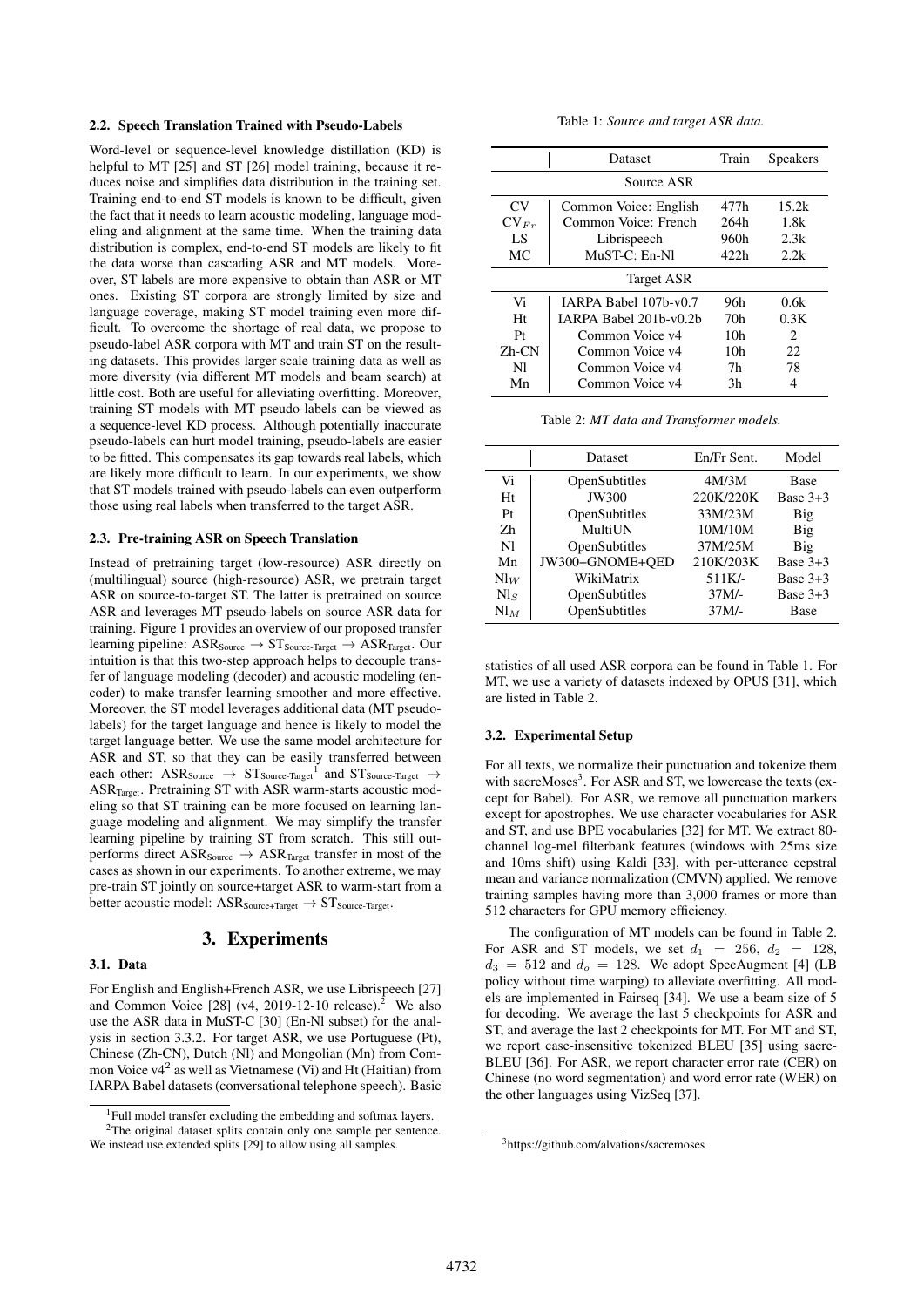### 2.2. Speech Translation Trained with Pseudo-Labels

Word-level or sequence-level knowledge distillation (KD) is helpful to MT [25] and ST [26] model training, because it reduces noise and simplifies data distribution in the training set. Training end-to-end ST models is known to be difficult, given the fact that it needs to learn acoustic modeling, language modeling and alignment at the same time. When the training data distribution is complex, end-to-end ST models are likely to fit the data worse than cascading ASR and MT models. Moreover, ST labels are more expensive to obtain than ASR or MT ones. Existing ST corpora are strongly limited by size and language coverage, making ST model training even more difficult. To overcome the shortage of real data, we propose to pseudo-label ASR corpora with MT and train ST on the resulting datasets. This provides larger scale training data as well as more diversity (via different MT models and beam search) at little cost. Both are useful for alleviating overfitting. Moreover, training ST models with MT pseudo-labels can be viewed as a sequence-level KD process. Although potentially inaccurate pseudo-labels can hurt model training, pseudo-labels are easier to be fitted. This compensates its gap towards real labels, which are likely more difficult to learn. In our experiments, we show that ST models trained with pseudo-labels can even outperform those using real labels when transferred to the target ASR.

### 2.3. Pre-training ASR on Speech Translation

Instead of pretraining target (low-resource) ASR directly on (multilingual) source (high-resource) ASR, we pretrain target ASR on source-to-target ST. The latter is pretrained on source ASR and leverages MT pseudo-labels on source ASR data for training. Figure 1 provides an overview of our proposed transfer learning pipeline: $\text{ASR}_{\text{Source}} \rightarrow \text{ST}_{\text{Source-Target}} \rightarrow \text{ASR}_{\text{Target}}$. Our intuition is that this two-step approach helps to decouple transfer of language modeling (decoder) and acoustic modeling (encoder) to make transfer learning smoother and more effective. Moreover, the ST model leverages additional data (MT pseudo-labels) for the target language and hence is likely to model the target language better. We use the same model architecture for ASR and ST, so that they can be easily transferred between each other: $\text{ASR}_{\text{Source}} \rightarrow \text{ST}_{\text{Source-Target}}$[1] and $\text{ST}_{\text{Source-Target}} \rightarrow \text{ASR}_{\text{Target}}$. Pretraining ST with ASR warm-starts acoustic modeling so that ST training can be more focused on learning language modeling and alignment. We may simplify the transfer learning pipeline by training ST from scratch. This still outperforms direct $\text{ASR}_{\text{Source}} \rightarrow \text{ASR}_{\text{Target}}$ transfer in most of the cases as shown in our experiments. To another extreme, we may pre-train ST jointly on source+target ASR to warm-start from a better acoustic model: $\text{ASR}_{\text{Source+Target}} \rightarrow \text{ST}_{\text{Source-Target}}$.

## 3. Experiments

### 3.1. Data

For English and English+French ASR, we use Librispeech [27] and Common Voice [28] (v4, 2019-12-10 release).[2] We also use the ASR data in MuST-C [30] (En-Nl subset) for the analysis in section 3.3.2. For target ASR, we use Portuguese (Pt), Chinese (Zh-CN), Dutch (Nl) and Mongolian (Mn) from Common Voice v4[2] as well as Vietnamese (Vi) and Ht (Haitian) from IARPA Babel datasets (conversational telephone speech). Basic statistics of all used ASR corpora can be found in Table 1. For MT, we use a variety of datasets indexed by OPUS [31], which are listed in Table 2.

[1] Full model transfer excluding the embedding and softmax layers.

[2] The original dataset splits contain only one sample per sentence. We instead use extended splits [29] to allow using all samples.

Table 1: *Source and target ASR data.*

| | Dataset | Train | Speakers |
|---|---|---|---|
| | **Source ASR** | | |
| CV | Common Voice: English | 477h | 15.2k |
| $\text{CV}_{Fr}$ | Common Voice: French | 264h | 1.8k |
| LS | Librispeech | 960h | 2.3k |
| MC | MuST-C: En-Nl | 422h | 2.2k |
| | **Target ASR** | | |
| Vi | IARPA Babel 107b-v0.7 | 96h | 0.6k |
| Ht | IARPA Babel 201b-v0.2b | 70h | 0.3K |
| Pt | Common Voice v4 | 10h | 2 |
| Zh-CN | Common Voice v4 | 10h | 22 |
| Nl | Common Voice v4 | 7h | 78 |
| Mn | Common Voice v4 | 3h | 4 |

Table 2: *MT data and Transformer models.*

| | Dataset | En/Fr Sent. | Model |
|---|---|---|---|
| Vi | OpenSubtitles | 4M/3M | Base |
| Ht | JW300 | 220K/220K | Base 3+3 |
| Pt | OpenSubtitles | 33M/23M | Big |
| Zh | MultiUN | 10M/10M | Big |
| Nl | OpenSubtitles | 37M/25M | Big |
| Mn | JW300+GNOME+QED | 210K/203K | Base 3+3 |
| $\text{Nl}_W$ | WikiMatrix | 511K/- | Base 3+3 |
| $\text{Nl}_S$ | OpenSubtitles | 37M/- | Base 3+3 |
| $\text{Nl}_M$ | OpenSubtitles | 37M/- | Base |

### 3.2. Experimental Setup

For all texts, we normalize their punctuation and tokenize them with sacreMoses[3]. For ASR and ST, we lowercase the texts (except for Babel). For ASR, we remove all punctuation markers except for apostrophes. We use character vocabularies for ASR and ST, and use BPE vocabularies [32] for MT. We extract 80-channel log-mel filterbank features (windows with 25ms size and 10ms shift) using Kaldi [33], with per-utterance cepstral mean and variance normalization (CMVN) applied. We remove training samples having more than 3,000 frames or more than 512 characters for GPU memory efficiency.

The configuration of MT models can be found in Table 2. For ASR and ST models, we set $d_1 = 256$, $d_2 = 128$, $d_3 = 512$ and $d_o = 128$. We adopt SpecAugment [4] (LB policy without time warping) to alleviate overfitting. All models are implemented in Fairseq [34]. We use a beam size of 5 for decoding. We average the last 5 checkpoints for ASR and ST, and average the last 2 checkpoints for MT. For MT and ST, we report case-insensitive tokenized BLEU [35] using sacreBLEU [36]. For ASR, we report character error rate (CER) on Chinese (no word segmentation) and word error rate (WER) on the other languages using VizSeq [37].

[3] https://github.com/alvations/sacremoses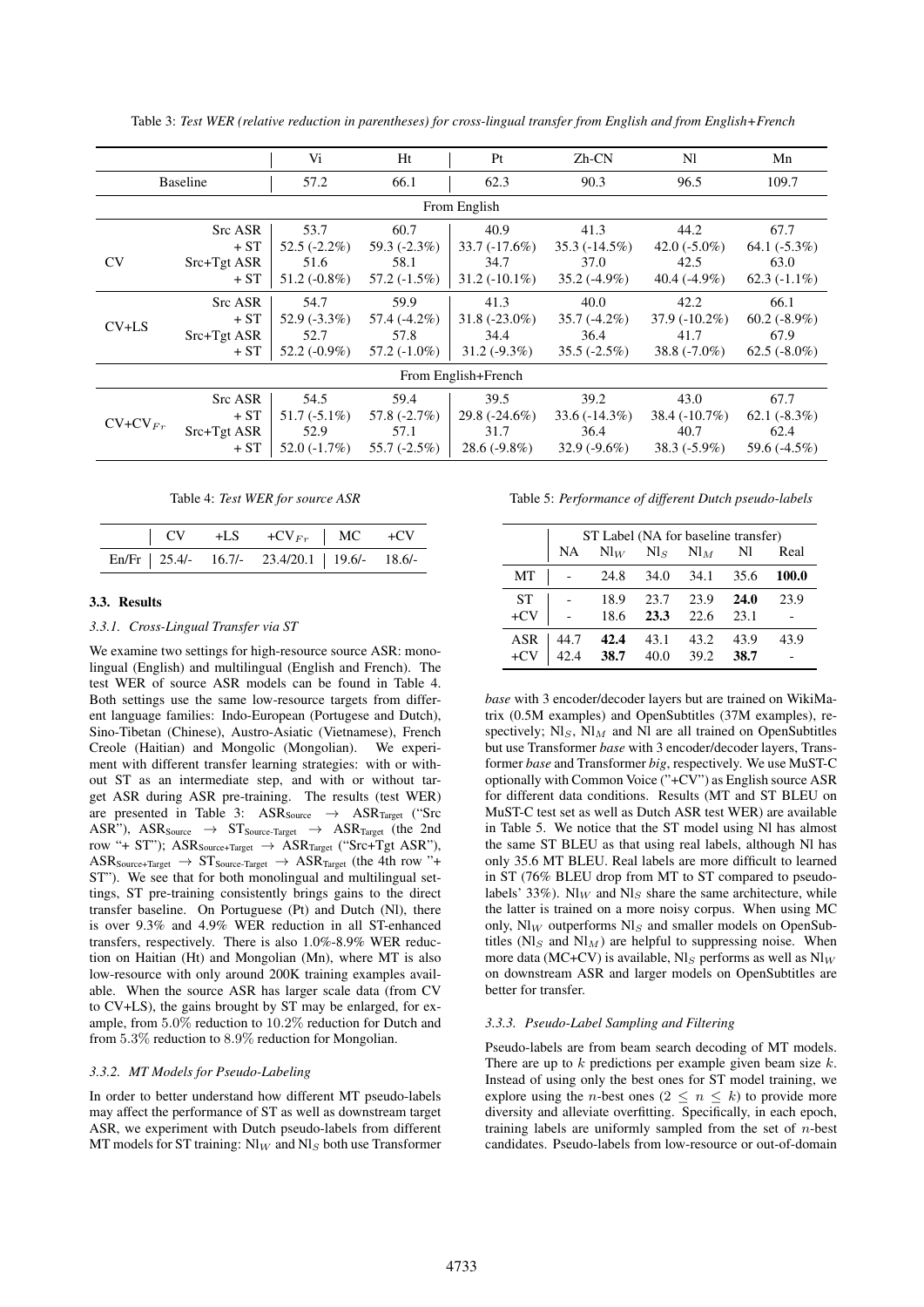Table 3: *Test WER (relative reduction in parentheses) for cross-lingual transfer from English and from English+French*

| | | Vi | Ht | Pt | Zh-CN | Nl | Mn |
|---|---|---|---|---|---|---|---|
| Baseline | | 57.2 | 66.1 | 62.3 | 90.3 | 96.5 | 109.7 |
| From English | | | | | | | |
| CV | Src ASR | 53.7 | 60.7 | 40.9 | 41.3 | 44.2 | 67.7 |
| | + ST | 52.5 (-2.2%) | 59.3 (-2.3%) | 33.7 (-17.6%) | 35.3 (-14.5%) | 42.0 (-5.0%) | 64.1 (-5.3%) |
| | Src+Tgt ASR | 51.6 | 58.1 | 34.7 | 37.0 | 42.5 | 63.0 |
| | + ST | 51.2 (-0.8%) | 57.2 (-1.5%) | 31.2 (-10.1%) | 35.2 (-4.9%) | 40.4 (-4.9%) | 62.3 (-1.1%) |
| CV+LS | Src ASR | 54.7 | 59.9 | 41.3 | 40.0 | 42.2 | 66.1 |
| | + ST | 52.9 (-3.3%) | 57.4 (-4.2%) | 31.8 (-23.0%) | 35.7 (-4.2%) | 37.9 (-10.2%) | 60.2 (-8.9%) |
| | Src+Tgt ASR | 52.7 | 57.8 | 34.4 | 36.4 | 41.7 | 67.9 |
| | + ST | 52.2 (-0.9%) | 57.2 (-1.0%) | 31.2 (-9.3%) | 35.5 (-2.5%) | 38.8 (-7.0%) | 62.5 (-8.0%) |
| From English+French | | | | | | | |
| CV+CV$_{Fr}$ | Src ASR | 54.5 | 59.4 | 39.5 | 39.2 | 43.0 | 67.7 |
| | + ST | 51.7 (-5.1%) | 57.8 (-2.7%) | 29.8 (-24.6%) | 33.6 (-14.3%) | 38.4 (-10.7%) | 62.1 (-8.3%) |
| | Src+Tgt ASR | 52.9 | 57.1 | 31.7 | 36.4 | 40.7 | 62.4 |
| | + ST | 52.0 (-1.7%) | 55.7 (-2.5%) | 28.6 (-9.8%) | 32.9 (-9.6%) | 38.3 (-5.9%) | 59.6 (-4.5%) |

Table 4: *Test WER for source ASR*

| | CV | +LS | +CV$_{Fr}$ | MC | +CV |
|---|---|---|---|---|---|
| En/Fr | 25.4/- | 16.7/- | 23.4/20.1 | 19.6/- | 18.6/- |

### 3.3. Results

#### *3.3.1. Cross-Lingual Transfer via ST*

We examine two settings for high-resource source ASR: monolingual (English) and multilingual (English and French). The test WER of source ASR models can be found in Table 4. Both settings use the same low-resource targets from different language families: Indo-European (Portugese and Dutch), Sino-Tibetan (Chinese), Austro-Asiatic (Vietnamese), French Creole (Haitian) and Mongolic (Mongolian). We experiment with different transfer learning strategies: with or without ST as an intermediate step, and with or without target ASR during ASR pre-training. The results (test WER) are presented in Table 3: $\text{ASR}_{\text{Source}} \rightarrow \text{ASR}_{\text{Target}}$ ("Src ASR"), $\text{ASR}_{\text{Source}} \rightarrow \text{ST}_{\text{Source-Target}} \rightarrow \text{ASR}_{\text{Target}}$ (the 2nd row "+ ST"); $\text{ASR}_{\text{Source+Target}} \rightarrow \text{ASR}_{\text{Target}}$ ("Src+Tgt ASR"), $\text{ASR}_{\text{Source+Target}} \rightarrow \text{ST}_{\text{Source-Target}} \rightarrow \text{ASR}_{\text{Target}}$ (the 4th row "+ ST"). We see that for both monolingual and multilingual settings, ST pre-training consistently brings gains to the direct transfer baseline. On Portuguese (Pt) and Dutch (Nl), there is over 9.3% and 4.9% WER reduction in all ST-enhanced transfers, respectively. There is also 1.0%-8.9% WER reduction on Haitian (Ht) and Mongolian (Mn), where MT is also low-resource with only around 200K training examples available. When the source ASR has larger scale data (from CV to CV+LS), the gains brought by ST may be enlarged, for example, from 5.0% reduction to 10.2% reduction for Dutch and from 5.3% reduction to 8.9% reduction for Mongolian.

#### *3.3.2. MT Models for Pseudo-Labeling*

In order to better understand how different MT pseudo-labels may affect the performance of ST as well as downstream target ASR, we experiment with Dutch pseudo-labels from different MT models for ST training: Nl$_W$ and Nl$_S$ both use Transformer *base* with 3 encoder/decoder layers but are trained on WikiMatrix (0.5M examples) and OpenSubtitles (37M examples), respectively; Nl$_S$, Nl$_M$ and Nl are all trained on OpenSubtitles but use Transformer *base* with 3 encoder/decoder layers, Transformer *base* and Transformer *big*, respectively. We use MuST-C optionally with Common Voice ("+CV") as English source ASR for different data conditions. Results (MT and ST BLEU on MuST-C test set as well as Dutch ASR test WER) are available in Table 5. We notice that the ST model using Nl has almost the same ST BLEU as that using real labels, although Nl has only 35.6 MT BLEU. Real labels are more difficult to learned in ST (76% BLEU drop from MT to ST compared to pseudo-labels' 33%). Nl$_W$ and Nl$_S$ share the same architecture, while the latter is trained on a more noisy corpus. When using MC only, Nl$_W$ outperforms Nl$_S$ and smaller models on OpenSubtitles (Nl$_S$ and Nl$_M$) are helpful to suppressing noise. When more data (MC+CV) is available, Nl$_S$ performs as well as Nl$_W$ on downstream ASR and larger models on OpenSubtitles are better for transfer.

Table 5: *Performance of different Dutch pseudo-labels*

| | ST Label (NA for baseline transfer) | | | | | |
|---|---|---|---|---|---|---|
| | NA | Nl$_W$ | Nl$_S$ | Nl$_M$ | Nl | Real |
| MT | - | 24.8 | 34.0 | 34.1 | 35.6 | **100.0** |
| ST | - | 18.9 | 23.7 | 23.9 | **24.0** | 23.9 |
| +CV | - | 18.6 | **23.3** | 22.6 | 23.1 | - |
| ASR | 44.7 | **42.4** | 43.1 | 43.2 | 43.9 | 43.9 |
| +CV | 42.4 | **38.7** | 40.0 | 39.2 | **38.7** | - |

#### *3.3.3. Pseudo-Label Sampling and Filtering*

Pseudo-labels are from beam search decoding of MT models. There are up to $k$ predictions per example given beam size $k$. Instead of using only the best ones for ST model training, we explore using the $n$-best ones ($2 \leq n \leq k$) to provide more diversity and alleviate overfitting. Specifically, in each epoch, training labels are uniformly sampled from the set of $n$-best candidates. Pseudo-labels from low-resource or out-of-domain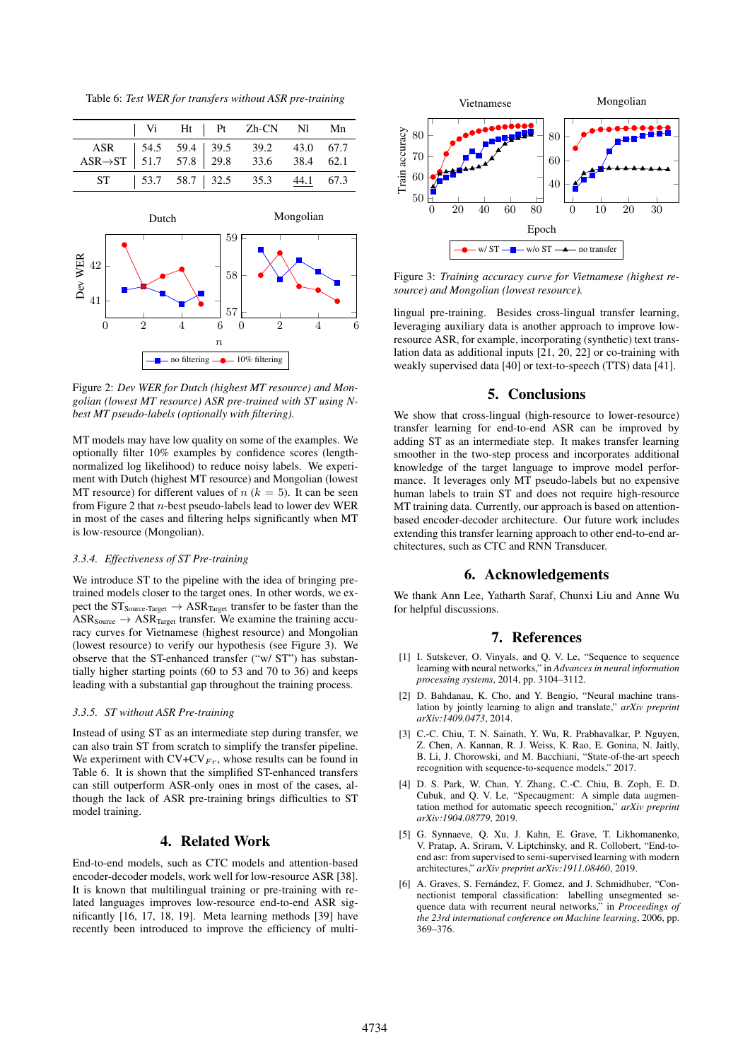Table 6: *Test WER for transfers without ASR pre-training*

| | Vi | Ht | Pt | Zh-CN | Nl | Mn |
|---|---|---|---|---|---|---|
| ASR | 54.5 | 59.4 | 39.5 | 39.2 | 43.0 | 67.7 |
| ASR→ST | 51.7 | 57.8 | 29.8 | 33.6 | 38.4 | 62.1 |
| ST | 53.7 | 58.7 | 32.5 | 35.3 | <u>44.1</u> | 67.3 |

Figure 2: *Dev WER for Dutch (highest MT resource) and Mongolian (lowest MT resource) ASR pre-trained with ST using N-best MT pseudo-labels (optionally with filtering).*

MT models may have low quality on some of the examples. We optionally filter 10% examples by confidence scores (length-normalized log likelihood) to reduce noisy labels. We experiment with Dutch (highest MT resource) and Mongolian (lowest MT resource) for different values of $n$ ($k = 5$). It can be seen from Figure 2 that $n$-best pseudo-labels lead to lower dev WER in most of the cases and filtering helps significantly when MT is low-resource (Mongolian).

### 3.3.4. Effectiveness of ST Pre-training

We introduce ST to the pipeline with the idea of bringing pre-trained models closer to the target ones. In other words, we expect the $\text{ST}_{\text{Source-Target}} \rightarrow \text{ASR}_{\text{Target}}$ transfer to be faster than the $\text{ASR}_{\text{Source}} \rightarrow \text{ASR}_{\text{Target}}$ transfer. We examine the training accuracy curves for Vietnamese (highest resource) and Mongolian (lowest resource) to verify our hypothesis (see Figure 3). We observe that the ST-enhanced transfer ("w/ ST") has substantially higher starting points (60 to 53 and 70 to 36) and keeps leading with a substantial gap throughout the training process.

### 3.3.5. ST without ASR Pre-training

Instead of using ST as an intermediate step during transfer, we can also train ST from scratch to simplify the transfer pipeline. We experiment with CV+CV$_{Fr}$, whose results can be found in Table 6. It is shown that the simplified ST-enhanced transfers can still outperform ASR-only ones in most of the cases, although the lack of ASR pre-training brings difficulties to ST model training.

## 4. Related Work

End-to-end models, such as CTC models and attention-based encoder-decoder models, work well for low-resource ASR [38]. It is known that multilingual training or pre-training with related languages improves low-resource end-to-end ASR significantly [16, 17, 18, 19]. Meta learning methods [39] have recently been introduced to improve the efficiency of multi-lingual pre-training. Besides cross-lingual transfer learning, leveraging auxiliary data is another approach to improve low-resource ASR, for example, incorporating (synthetic) text translation data as additional inputs [21, 20, 22] or co-training with weakly supervised data [40] or text-to-speech (TTS) data [41].

Figure 3: *Training accuracy curve for Vietnamese (highest resource) and Mongolian (lowest resource).*

## 5. Conclusions

We show that cross-lingual (high-resource to lower-resource) transfer learning for end-to-end ASR can be improved by adding ST as an intermediate step. It makes transfer learning smoother in the two-step process and incorporates additional knowledge of the target language to improve model performance. It leverages only MT pseudo-labels but no expensive human labels to train ST and does not require high-resource MT training data. Currently, our approach is based on attention-based encoder-decoder architecture. Our future work includes extending this transfer learning approach to other end-to-end architectures, such as CTC and RNN Transducer.

## 6. Acknowledgements

We thank Ann Lee, Yatharth Saraf, Chunxi Liu and Anne Wu for helpful discussions.

## 7. References

[1] I. Sutskever, O. Vinyals, and Q. V. Le, "Sequence to sequence learning with neural networks," in *Advances in neural information processing systems*, 2014, pp. 3104–3112.

[2] D. Bahdanau, K. Cho, and Y. Bengio, "Neural machine translation by jointly learning to align and translate," *arXiv preprint arXiv:1409.0473*, 2014.

[3] C.-C. Chiu, T. N. Sainath, Y. Wu, R. Prabhavalkar, P. Nguyen, Z. Chen, A. Kannan, R. J. Weiss, K. Rao, E. Gonina, N. Jaitly, B. Li, J. Chorowski, and M. Bacchiani, "State-of-the-art speech recognition with sequence-to-sequence models," 2017.

[4] D. S. Park, W. Chan, Y. Zhang, C.-C. Chiu, B. Zoph, E. D. Cubuk, and Q. V. Le, "Specaugment: A simple data augmentation method for automatic speech recognition," *arXiv preprint arXiv:1904.08779*, 2019.

[5] G. Synnaeve, Q. Xu, J. Kahn, E. Grave, T. Likhomanenko, V. Pratap, A. Sriram, V. Liptchinsky, and R. Collobert, "End-to-end asr: from supervised to semi-supervised learning with modern architectures," *arXiv preprint arXiv:1911.08460*, 2019.

[6] A. Graves, S. Fernández, F. Gomez, and J. Schmidhuber, "Connectionist temporal classification: labelling unsegmented sequence data with recurrent neural networks," in *Proceedings of the 23rd international conference on Machine learning*, 2006, pp. 369–376.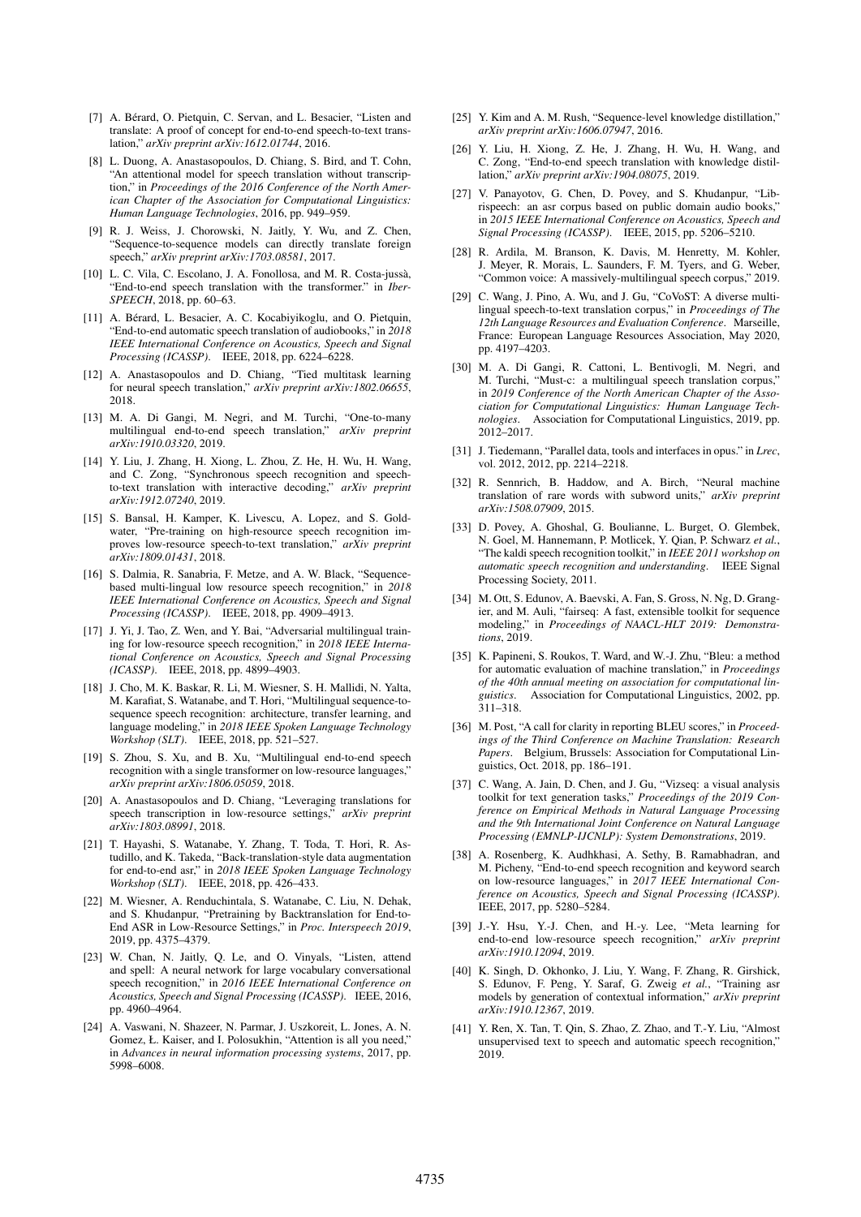[7] A. Bérard, O. Pietquin, C. Servan, and L. Besacier, "Listen and translate: A proof of concept for end-to-end speech-to-text translation," *arXiv preprint arXiv:1612.01744*, 2016.

[8] L. Duong, A. Anastasopoulos, D. Chiang, S. Bird, and T. Cohn, "An attentional model for speech translation without transcription," in *Proceedings of the 2016 Conference of the North American Chapter of the Association for Computational Linguistics: Human Language Technologies*, 2016, pp. 949–959.

[9] R. J. Weiss, J. Chorowski, N. Jaitly, Y. Wu, and Z. Chen, "Sequence-to-sequence models can directly translate foreign speech," *arXiv preprint arXiv:1703.08581*, 2017.

[10] L. C. Vila, C. Escolano, J. A. Fonollosa, and M. R. Costa-jussà, "End-to-end speech translation with the transformer." in *Iber-SPEECH*, 2018, pp. 60–63.

[11] A. Bérard, L. Besacier, A. C. Kocabiyikoglu, and O. Pietquin, "End-to-end automatic speech translation of audiobooks," in *2018 IEEE International Conference on Acoustics, Speech and Signal Processing (ICASSP)*. IEEE, 2018, pp. 6224–6228.

[12] A. Anastasopoulos and D. Chiang, "Tied multitask learning for neural speech translation," *arXiv preprint arXiv:1802.06655*, 2018.

[13] M. A. Di Gangi, M. Negri, and M. Turchi, "One-to-many multilingual end-to-end speech translation," *arXiv preprint arXiv:1910.03320*, 2019.

[14] Y. Liu, J. Zhang, H. Xiong, L. Zhou, Z. He, H. Wu, H. Wang, and C. Zong, "Synchronous speech recognition and speech-to-text translation with interactive decoding," *arXiv preprint arXiv:1912.07240*, 2019.

[15] S. Bansal, H. Kamper, K. Livescu, A. Lopez, and S. Goldwater, "Pre-training on high-resource speech recognition improves low-resource speech-to-text translation," *arXiv preprint arXiv:1809.01431*, 2018.

[16] S. Dalmia, R. Sanabria, F. Metze, and A. W. Black, "Sequence-based multi-lingual low resource speech recognition," in *2018 IEEE International Conference on Acoustics, Speech and Signal Processing (ICASSP)*. IEEE, 2018, pp. 4909–4913.

[17] J. Yi, J. Tao, Z. Wen, and Y. Bai, "Adversarial multilingual training for low-resource speech recognition," in *2018 IEEE International Conference on Acoustics, Speech and Signal Processing (ICASSP)*. IEEE, 2018, pp. 4899–4903.

[18] J. Cho, M. K. Baskar, R. Li, M. Wiesner, S. H. Mallidi, N. Yalta, M. Karafiat, S. Watanabe, and T. Hori, "Multilingual sequence-to-sequence speech recognition: architecture, transfer learning, and language modeling," in *2018 IEEE Spoken Language Technology Workshop (SLT)*. IEEE, 2018, pp. 521–527.

[19] S. Zhou, S. Xu, and B. Xu, "Multilingual end-to-end speech recognition with a single transformer on low-resource languages," *arXiv preprint arXiv:1806.05059*, 2018.

[20] A. Anastasopoulos and D. Chiang, "Leveraging translations for speech transcription in low-resource settings," *arXiv preprint arXiv:1803.08991*, 2018.

[21] T. Hayashi, S. Watanabe, Y. Zhang, T. Toda, T. Hori, R. Astudillo, and K. Takeda, "Back-translation-style data augmentation for end-to-end asr," in *2018 IEEE Spoken Language Technology Workshop (SLT)*. IEEE, 2018, pp. 426–433.

[22] M. Wiesner, A. Renduchintala, S. Watanabe, C. Liu, N. Dehak, and S. Khudanpur, "Pretraining by Backtranslation for End-to-End ASR in Low-Resource Settings," in *Proc. Interspeech 2019*, 2019, pp. 4375–4379.

[23] W. Chan, N. Jaitly, Q. Le, and O. Vinyals, "Listen, attend and spell: A neural network for large vocabulary conversational speech recognition," in *2016 IEEE International Conference on Acoustics, Speech and Signal Processing (ICASSP)*. IEEE, 2016, pp. 4960–4964.

[24] A. Vaswani, N. Shazeer, N. Parmar, J. Uszkoreit, L. Jones, A. N. Gomez, Ł. Kaiser, and I. Polosukhin, "Attention is all you need," in *Advances in neural information processing systems*, 2017, pp. 5998–6008.

[25] Y. Kim and A. M. Rush, "Sequence-level knowledge distillation," *arXiv preprint arXiv:1606.07947*, 2016.

[26] Y. Liu, H. Xiong, Z. He, J. Zhang, H. Wu, H. Wang, and C. Zong, "End-to-end speech translation with knowledge distillation," *arXiv preprint arXiv:1904.08075*, 2019.

[27] V. Panayotov, G. Chen, D. Povey, and S. Khudanpur, "Librispeech: an asr corpus based on public domain audio books," in *2015 IEEE International Conference on Acoustics, Speech and Signal Processing (ICASSP)*. IEEE, 2015, pp. 5206–5210.

[28] R. Ardila, M. Branson, K. Davis, M. Henretty, M. Kohler, J. Meyer, R. Morais, L. Saunders, F. M. Tyers, and G. Weber, "Common voice: A massively-multilingual speech corpus," 2019.

[29] C. Wang, J. Pino, A. Wu, and J. Gu, "CoVoST: A diverse multilingual speech-to-text translation corpus," in *Proceedings of The 12th Language Resources and Evaluation Conference*. Marseille, France: European Language Resources Association, May 2020, pp. 4197–4203.

[30] M. A. Di Gangi, R. Cattoni, L. Bentivogli, M. Negri, and M. Turchi, "Must-c: a multilingual speech translation corpus," in *2019 Conference of the North American Chapter of the Association for Computational Linguistics: Human Language Technologies*. Association for Computational Linguistics, 2019, pp. 2012–2017.

[31] J. Tiedemann, "Parallel data, tools and interfaces in opus." in *Lrec*, vol. 2012, 2012, pp. 2214–2218.

[32] R. Sennrich, B. Haddow, and A. Birch, "Neural machine translation of rare words with subword units," *arXiv preprint arXiv:1508.07909*, 2015.

[33] D. Povey, A. Ghoshal, G. Boulianne, L. Burget, O. Glembek, N. Goel, M. Hannemann, P. Motlicek, Y. Qian, P. Schwarz *et al.*, "The kaldi speech recognition toolkit," in *IEEE 2011 workshop on automatic speech recognition and understanding*. IEEE Signal Processing Society, 2011.

[34] M. Ott, S. Edunov, A. Baevski, A. Fan, S. Gross, N. Ng, D. Grangier, and M. Auli, "fairseq: A fast, extensible toolkit for sequence modeling," in *Proceedings of NAACL-HLT 2019: Demonstrations*, 2019.

[35] K. Papineni, S. Roukos, T. Ward, and W.-J. Zhu, "Bleu: a method for automatic evaluation of machine translation," in *Proceedings of the 40th annual meeting on association for computational linguistics*. Association for Computational Linguistics, 2002, pp. 311–318.

[36] M. Post, "A call for clarity in reporting BLEU scores," in *Proceedings of the Third Conference on Machine Translation: Research Papers*. Belgium, Brussels: Association for Computational Linguistics, Oct. 2018, pp. 186–191.

[37] C. Wang, A. Jain, D. Chen, and J. Gu, "Vizseq: a visual analysis toolkit for text generation tasks," *Proceedings of the 2019 Conference on Empirical Methods in Natural Language Processing and the 9th International Joint Conference on Natural Language Processing (EMNLP-IJCNLP): System Demonstrations*, 2019.

[38] A. Rosenberg, K. Audhkhasi, A. Sethy, B. Ramabhadran, and M. Picheny, "End-to-end speech recognition and keyword search on low-resource languages," in *2017 IEEE International Conference on Acoustics, Speech and Signal Processing (ICASSP)*. IEEE, 2017, pp. 5280–5284.

[39] J.-Y. Hsu, Y.-J. Chen, and H.-y. Lee, "Meta learning for end-to-end low-resource speech recognition," *arXiv preprint arXiv:1910.12094*, 2019.

[40] K. Singh, D. Okhonko, J. Liu, Y. Wang, F. Zhang, R. Girshick, S. Edunov, F. Peng, Y. Saraf, G. Zweig *et al.*, "Training asr models by generation of contextual information," *arXiv preprint arXiv:1910.12367*, 2019.

[41] Y. Ren, X. Tan, T. Qin, S. Zhao, Z. Zhao, and T.-Y. Liu, "Almost unsupervised text to speech and automatic speech recognition," 2019.